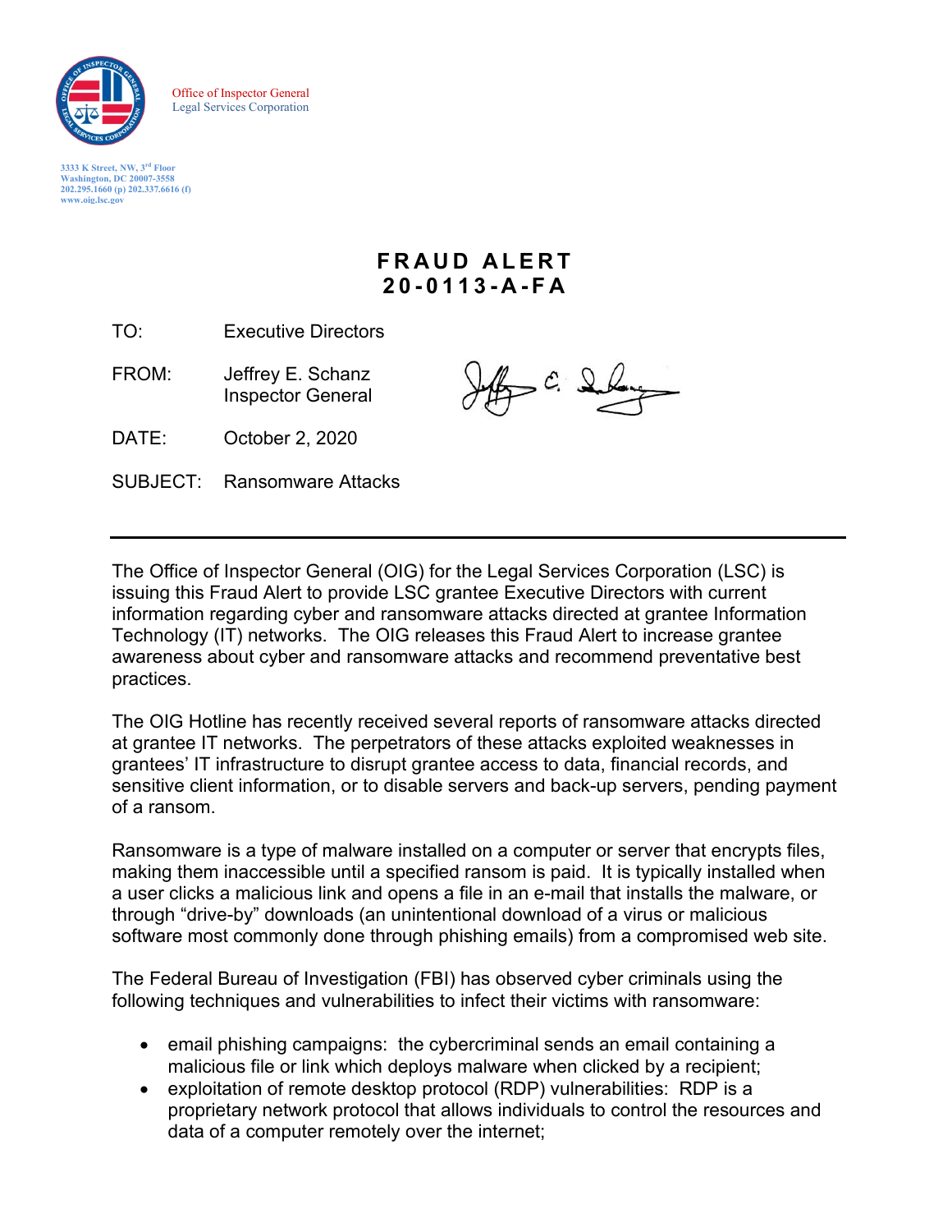Office of Inspector General
Legal Services Corporation

3333 K Street, NW, 3rd Floor
Washington, DC 20007-3558
202.295.1660 (p) 202.337.6616 (f)
www.oig.lsc.gov

# FRAUD ALERT
# 20-0113-A-FA

TO: Executive Directors

FROM: Jeffrey E. Schanz
Inspector General

DATE: October 2, 2020

SUBJECT: Ransomware Attacks

---

The Office of Inspector General (OIG) for the Legal Services Corporation (LSC) is issuing this Fraud Alert to provide LSC grantee Executive Directors with current information regarding cyber and ransomware attacks directed at grantee Information Technology (IT) networks. The OIG releases this Fraud Alert to increase grantee awareness about cyber and ransomware attacks and recommend preventative best practices.

The OIG Hotline has recently received several reports of ransomware attacks directed at grantee IT networks. The perpetrators of these attacks exploited weaknesses in grantees' IT infrastructure to disrupt grantee access to data, financial records, and sensitive client information, or to disable servers and back-up servers, pending payment of a ransom.

Ransomware is a type of malware installed on a computer or server that encrypts files, making them inaccessible until a specified ransom is paid. It is typically installed when a user clicks a malicious link and opens a file in an e-mail that installs the malware, or through "drive-by" downloads (an unintentional download of a virus or malicious software most commonly done through phishing emails) from a compromised web site.

The Federal Bureau of Investigation (FBI) has observed cyber criminals using the following techniques and vulnerabilities to infect their victims with ransomware:

- email phishing campaigns: the cybercriminal sends an email containing a malicious file or link which deploys malware when clicked by a recipient;
- exploitation of remote desktop protocol (RDP) vulnerabilities: RDP is a proprietary network protocol that allows individuals to control the resources and data of a computer remotely over the internet;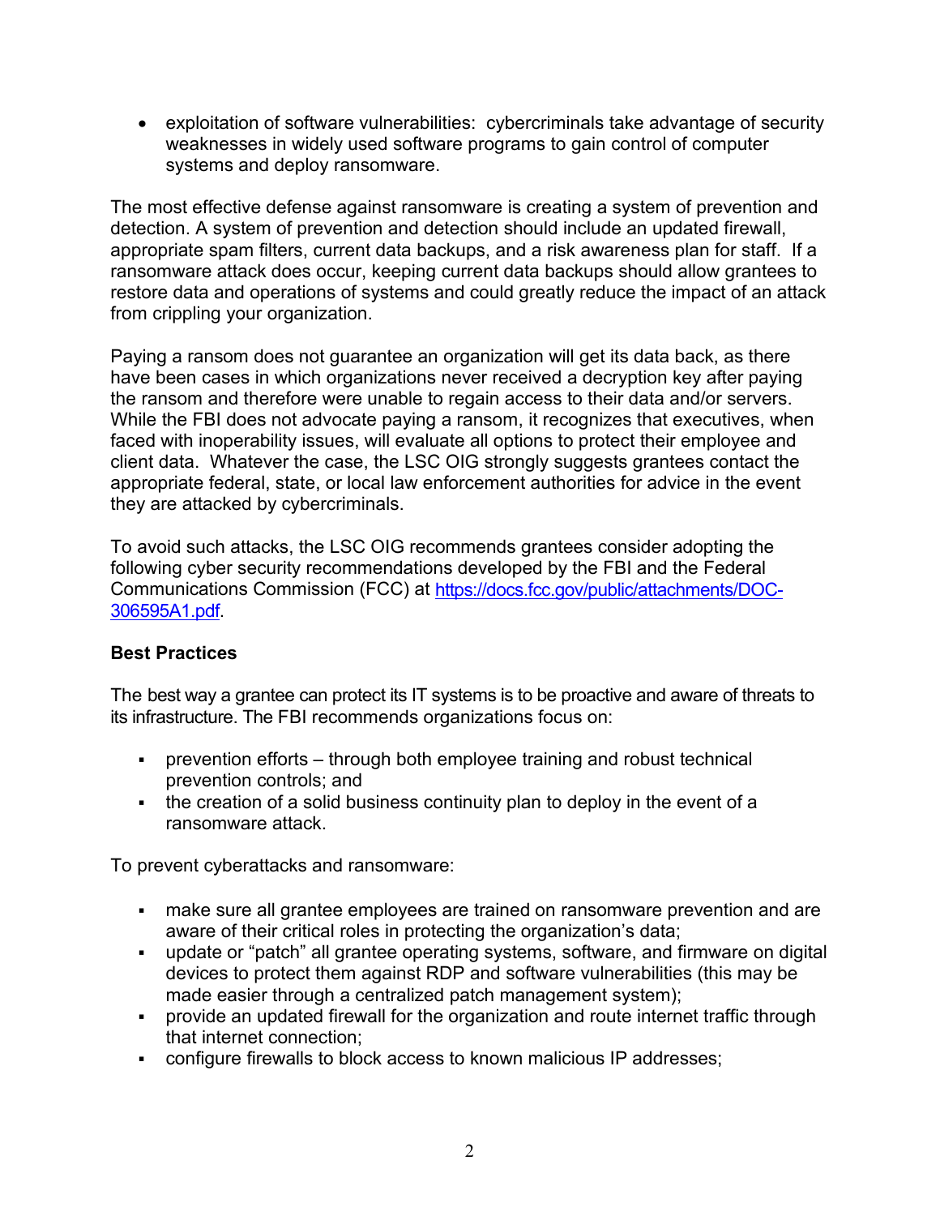- exploitation of software vulnerabilities: cybercriminals take advantage of security weaknesses in widely used software programs to gain control of computer systems and deploy ransomware.

The most effective defense against ransomware is creating a system of prevention and detection. A system of prevention and detection should include an updated firewall, appropriate spam filters, current data backups, and a risk awareness plan for staff. If a ransomware attack does occur, keeping current data backups should allow grantees to restore data and operations of systems and could greatly reduce the impact of an attack from crippling your organization.

Paying a ransom does not guarantee an organization will get its data back, as there have been cases in which organizations never received a decryption key after paying the ransom and therefore were unable to regain access to their data and/or servers. While the FBI does not advocate paying a ransom, it recognizes that executives, when faced with inoperability issues, will evaluate all options to protect their employee and client data. Whatever the case, the LSC OIG strongly suggests grantees contact the appropriate federal, state, or local law enforcement authorities for advice in the event they are attacked by cybercriminals.

To avoid such attacks, the LSC OIG recommends grantees consider adopting the following cyber security recommendations developed by the FBI and the Federal Communications Commission (FCC) at [https://docs.fcc.gov/public/attachments/DOC-306595A1.pdf](https://docs.fcc.gov/public/attachments/DOC-306595A1.pdf).

**Best Practices**

The best way a grantee can protect its IT systems is to be proactive and aware of threats to its infrastructure. The FBI recommends organizations focus on:

- prevention efforts – through both employee training and robust technical prevention controls; and
- the creation of a solid business continuity plan to deploy in the event of a ransomware attack.

To prevent cyberattacks and ransomware:

- make sure all grantee employees are trained on ransomware prevention and are aware of their critical roles in protecting the organization's data;
- update or "patch" all grantee operating systems, software, and firmware on digital devices to protect them against RDP and software vulnerabilities (this may be made easier through a centralized patch management system);
- provide an updated firewall for the organization and route internet traffic through that internet connection;
- configure firewalls to block access to known malicious IP addresses;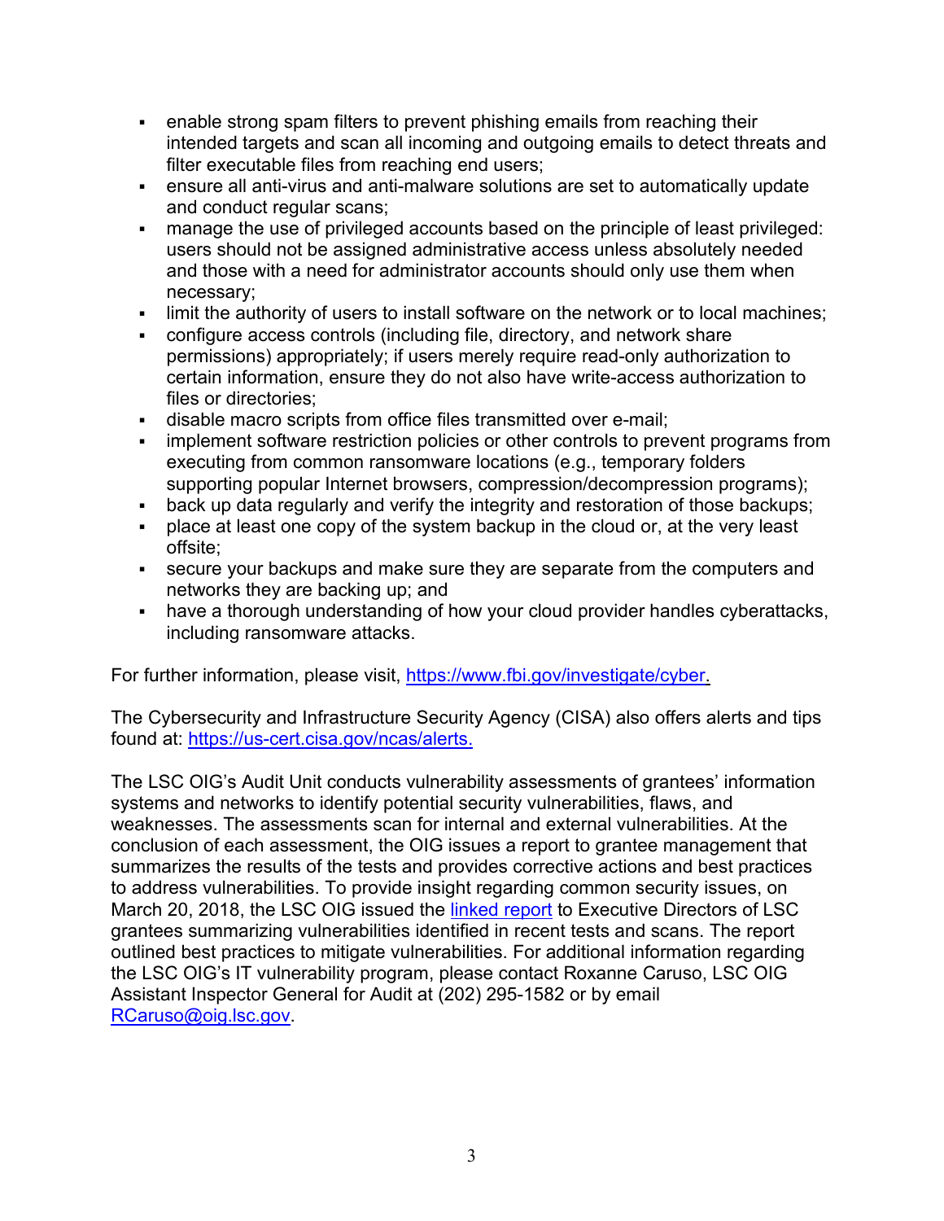- enable strong spam filters to prevent phishing emails from reaching their intended targets and scan all incoming and outgoing emails to detect threats and filter executable files from reaching end users;
- ensure all anti-virus and anti-malware solutions are set to automatically update and conduct regular scans;
- manage the use of privileged accounts based on the principle of least privileged: users should not be assigned administrative access unless absolutely needed and those with a need for administrator accounts should only use them when necessary;
- limit the authority of users to install software on the network or to local machines;
- configure access controls (including file, directory, and network share permissions) appropriately; if users merely require read-only authorization to certain information, ensure they do not also have write-access authorization to files or directories;
- disable macro scripts from office files transmitted over e-mail;
- implement software restriction policies or other controls to prevent programs from executing from common ransomware locations (e.g., temporary folders supporting popular Internet browsers, compression/decompression programs);
- back up data regularly and verify the integrity and restoration of those backups;
- place at least one copy of the system backup in the cloud or, at the very least offsite;
- secure your backups and make sure they are separate from the computers and networks they are backing up; and
- have a thorough understanding of how your cloud provider handles cyberattacks, including ransomware attacks.

For further information, please visit, https://www.fbi.gov/investigate/cyber.

The Cybersecurity and Infrastructure Security Agency (CISA) also offers alerts and tips found at: https://us-cert.cisa.gov/ncas/alerts.

The LSC OIG's Audit Unit conducts vulnerability assessments of grantees' information systems and networks to identify potential security vulnerabilities, flaws, and weaknesses. The assessments scan for internal and external vulnerabilities. At the conclusion of each assessment, the OIG issues a report to grantee management that summarizes the results of the tests and provides corrective actions and best practices to address vulnerabilities. To provide insight regarding common security issues, on March 20, 2018, the LSC OIG issued the linked report to Executive Directors of LSC grantees summarizing vulnerabilities identified in recent tests and scans. The report outlined best practices to mitigate vulnerabilities. For additional information regarding the LSC OIG's IT vulnerability program, please contact Roxanne Caruso, LSC OIG Assistant Inspector General for Audit at (202) 295-1582 or by email RCaruso@oig.lsc.gov.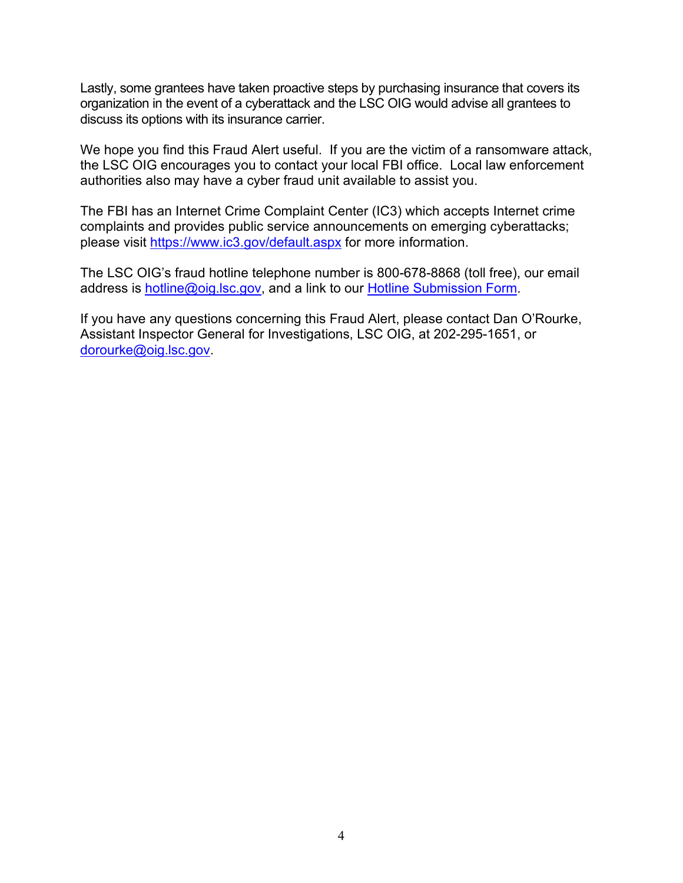Lastly, some grantees have taken proactive steps by purchasing insurance that covers its organization in the event of a cyberattack and the LSC OIG would advise all grantees to discuss its options with its insurance carrier.

We hope you find this Fraud Alert useful. If you are the victim of a ransomware attack, the LSC OIG encourages you to contact your local FBI office. Local law enforcement authorities also may have a cyber fraud unit available to assist you.

The FBI has an Internet Crime Complaint Center (IC3) which accepts Internet crime complaints and provides public service announcements on emerging cyberattacks; please visit [https://www.ic3.gov/default.aspx](https://www.ic3.gov/default.aspx) for more information.

The LSC OIG's fraud hotline telephone number is 800-678-8868 (toll free), our email address is [hotline@oig.lsc.gov](mailto:hotline@oig.lsc.gov), and a link to our Hotline Submission Form.

If you have any questions concerning this Fraud Alert, please contact Dan O'Rourke, Assistant Inspector General for Investigations, LSC OIG, at 202-295-1651, or [dorourke@oig.lsc.gov](mailto:dorourke@oig.lsc.gov).